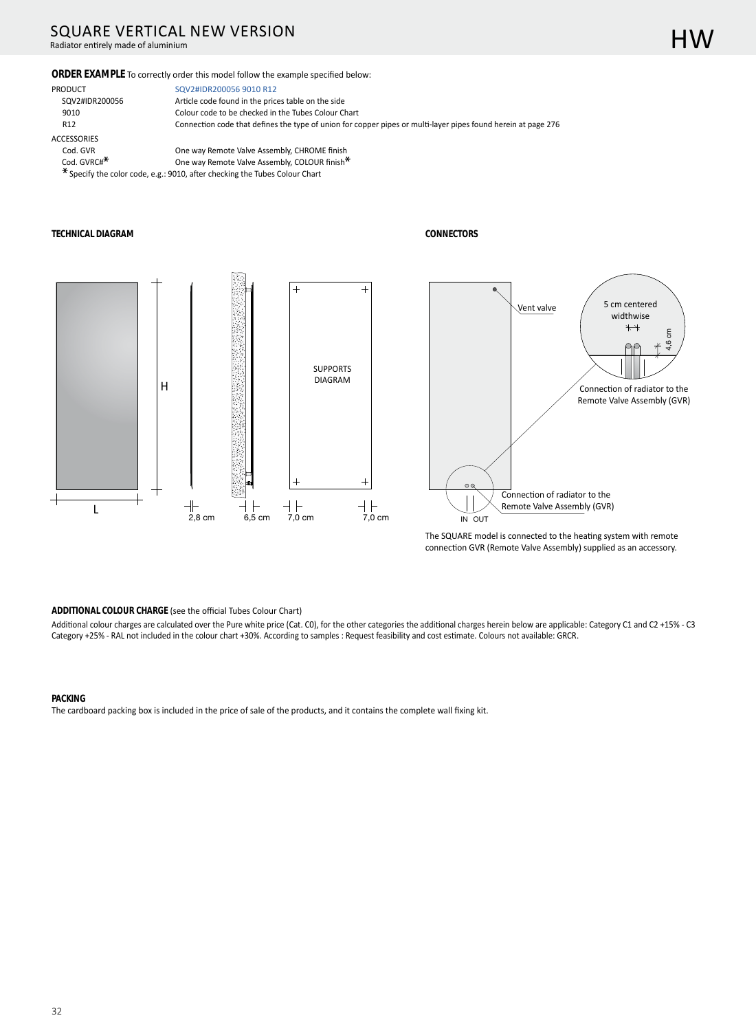# SQUARE VERTICAL NEW VERSION

Radiator entirely made of aluminium

HW

**ORDER EXAMPLE** To correctly order this model follow the example specified below:

PRODUCT — SQV2#IDR200056 9010 R12

- SQV2#IDR200056 — Article code found in the prices table on the side
- 9010 — Colour code to be checked in the Tubes Colour Chart
- R12 — Connection code that defines the type of union for copper pipes or multi-layer pipes found herein at page 276

ACCESSORIES

- Cod. GVR — One way Remote Valve Assembly, CHROME finish
- Cod. GVRC#* — One way Remote Valve Assembly, COLOUR finish*

* Specify the color code, e.g.: 9010, after checking the Tubes Colour Chart

**TECHNICAL DIAGRAM**

H

L

2,8 cm   6,5 cm   7,0 cm   7,0 cm

SUPPORTS DIAGRAM

**CONNECTORS**

Vent valve

5 cm centered widthwise

4,6 cm

Connection of radiator to the Remote Valve Assembly (GVR)

Connection of radiator to the Remote Valve Assembly (GVR)

IN OUT

The SQUARE model is connected to the heating system with remote connection GVR (Remote Valve Assembly) supplied as an accessory.

**ADDITIONAL COLOUR CHARGE** (see the official Tubes Colour Chart)

Additional colour charges are calculated over the Pure white price (Cat. C0), for the other categories the additional charges herein below are applicable: Category C1 and C2 +15% - C3 Category +25% - RAL not included in the colour chart +30%. According to samples : Request feasibility and cost estimate. Colours not available: GRCR.

**PACKING**

The cardboard packing box is included in the price of sale of the products, and it contains the complete wall fixing kit.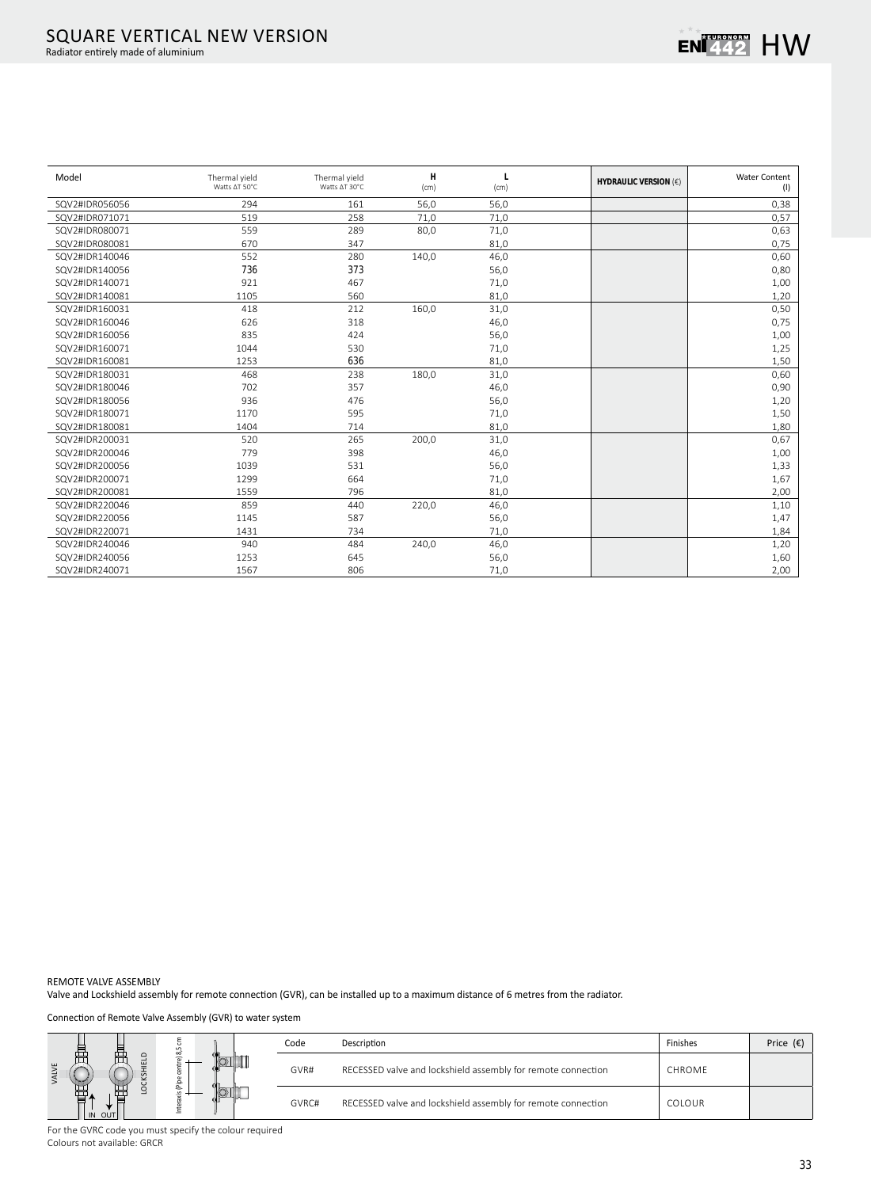# SQUARE VERTICAL NEW VERSION

Radiator entirely made of aluminium

| Model | Thermal yield Watts ΔT 50°C | Thermal yield Watts ΔT 30°C | H (cm) | L (cm) | HYDRAULIC VERSION (€) | Water Content (l) |
|---|---|---|---|---|---|---|
| SQV2#IDR056056 | 294 | 161 | 56,0 | 56,0 | | 0,38 |
| SQV2#IDR071071 | 519 | 258 | 71,0 | 71,0 | | 0,57 |
| SQV2#IDR080071 | 559 | 289 | 80,0 | 71,0 | | 0,63 |
| SQV2#IDR080081 | 670 | 347 | | 81,0 | | 0,75 |
| SQV2#IDR140046 | 552 | 280 | 140,0 | 46,0 | | 0,60 |
| SQV2#IDR140056 | 736 | 373 | | 56,0 | | 0,80 |
| SQV2#IDR140071 | 921 | 467 | | 71,0 | | 1,00 |
| SQV2#IDR140081 | 1105 | 560 | | 81,0 | | 1,20 |
| SQV2#IDR160031 | 418 | 212 | 160,0 | 31,0 | | 0,50 |
| SQV2#IDR160046 | 626 | 318 | | 46,0 | | 0,75 |
| SQV2#IDR160056 | 835 | 424 | | 56,0 | | 1,00 |
| SQV2#IDR160071 | 1044 | 530 | | 71,0 | | 1,25 |
| SQV2#IDR160081 | 1253 | 636 | | 81,0 | | 1,50 |
| SQV2#IDR180031 | 468 | 238 | 180,0 | 31,0 | | 0,60 |
| SQV2#IDR180046 | 702 | 357 | | 46,0 | | 0,90 |
| SQV2#IDR180056 | 936 | 476 | | 56,0 | | 1,20 |
| SQV2#IDR180071 | 1170 | 595 | | 71,0 | | 1,50 |
| SQV2#IDR180081 | 1404 | 714 | | 81,0 | | 1,80 |
| SQV2#IDR200031 | 520 | 265 | 200,0 | 31,0 | | 0,67 |
| SQV2#IDR200046 | 779 | 398 | | 46,0 | | 1,00 |
| SQV2#IDR200056 | 1039 | 531 | | 56,0 | | 1,33 |
| SQV2#IDR200071 | 1299 | 664 | | 71,0 | | 1,67 |
| SQV2#IDR200081 | 1559 | 796 | | 81,0 | | 2,00 |
| SQV2#IDR220046 | 859 | 440 | 220,0 | 46,0 | | 1,10 |
| SQV2#IDR220056 | 1145 | 587 | | 56,0 | | 1,47 |
| SQV2#IDR220071 | 1431 | 734 | | 71,0 | | 1,84 |
| SQV2#IDR240046 | 940 | 484 | 240,0 | 46,0 | | 1,20 |
| SQV2#IDR240056 | 1253 | 645 | | 56,0 | | 1,60 |
| SQV2#IDR240071 | 1567 | 806 | | 71,0 | | 2,00 |

REMOTE VALVE ASSEMBLY

Valve and Lockshield assembly for remote connection (GVR), can be installed up to a maximum distance of 6 metres from the radiator.

Connection of Remote Valve Assembly (GVR) to water system

| Code | Description | Finishes | Price (€) |
|---|---|---|---|
| GVR# | RECESSED valve and lockshield assembly for remote connection | CHROME | |
| GVRC# | RECESSED valve and lockshield assembly for remote connection | COLOUR | |

For the GVRC code you must specify the colour required

Colours not available: GRCR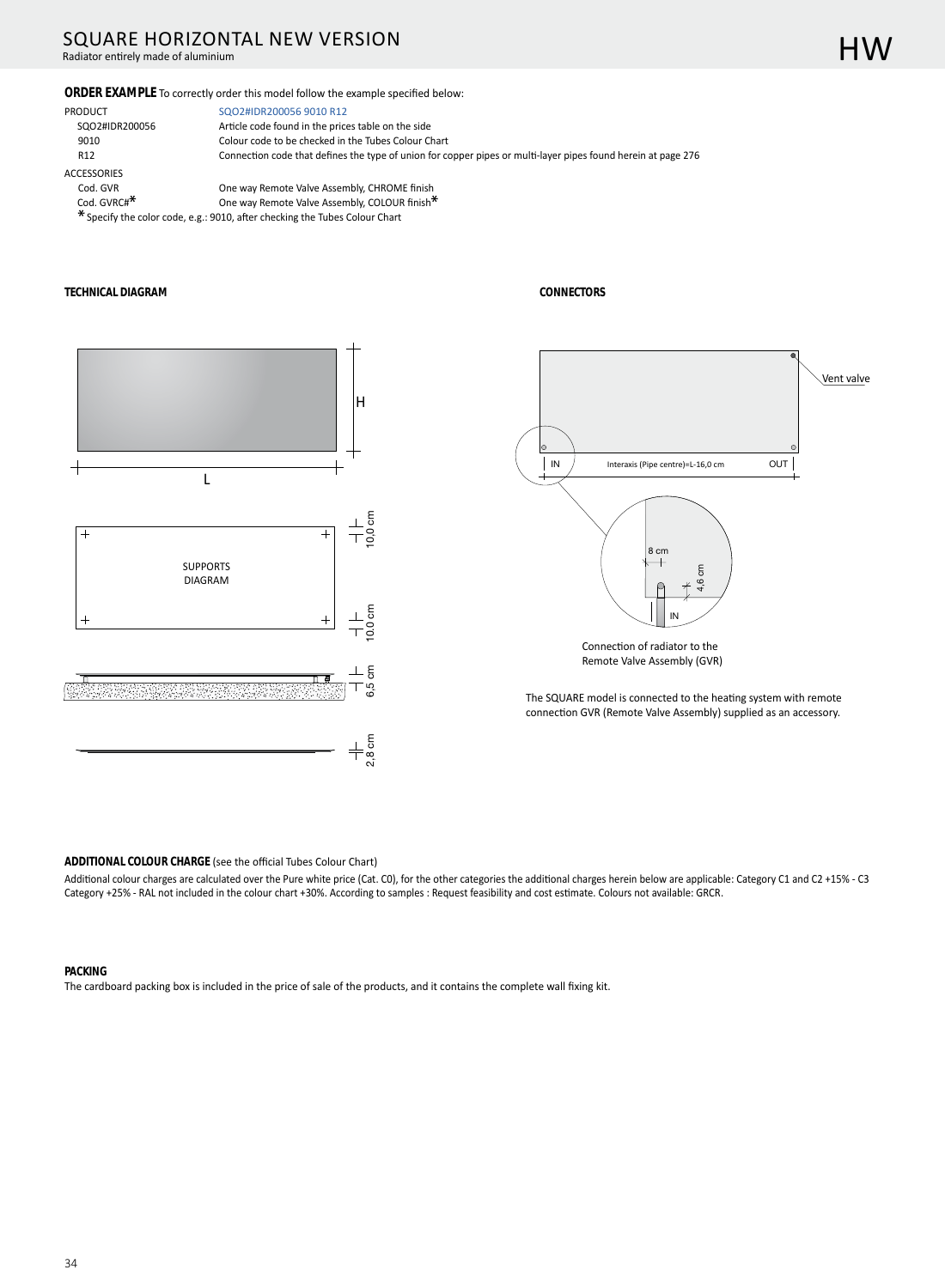# SQUARE HORIZONTAL NEW VERSION

Radiator entirely made of aluminium

HW

**ORDER EXAMPLE** To correctly order this model follow the example specified below:

| | |
|---|---|
| PRODUCT | SQO2#IDR200056 9010 R12 |
| SQO2#IDR200056 | Article code found in the prices table on the side |
| 9010 | Colour code to be checked in the Tubes Colour Chart |
| R12 | Connection code that defines the type of union for copper pipes or multi-layer pipes found herein at page 276 |
| ACCESSORIES | |
| Cod. GVR | One way Remote Valve Assembly, CHROME finish |
| Cod. GVRC#* | One way Remote Valve Assembly, COLOUR finish* |

* Specify the color code, e.g.: 9010, after checking the Tubes Colour Chart

**TECHNICAL DIAGRAM**

H

L

SUPPORTS DIAGRAM

10,0 cm

10,0 cm

6,5 cm

2,8 cm

**CONNECTORS**

Vent valve

IN Interaxis (Pipe centre)=L-16,0 cm OUT

8 cm

4,6 cm

IN

Connection of radiator to the Remote Valve Assembly (GVR)

The SQUARE model is connected to the heating system with remote connection GVR (Remote Valve Assembly) supplied as an accessory.

**ADDITIONAL COLOUR CHARGE** (see the official Tubes Colour Chart)

Additional colour charges are calculated over the Pure white price (Cat. C0), for the other categories the additional charges herein below are applicable: Category C1 and C2 +15% - C3 Category +25% - RAL not included in the colour chart +30%. According to samples : Request feasibility and cost estimate. Colours not available: GRCR.

**PACKING**

The cardboard packing box is included in the price of sale of the products, and it contains the complete wall fixing kit.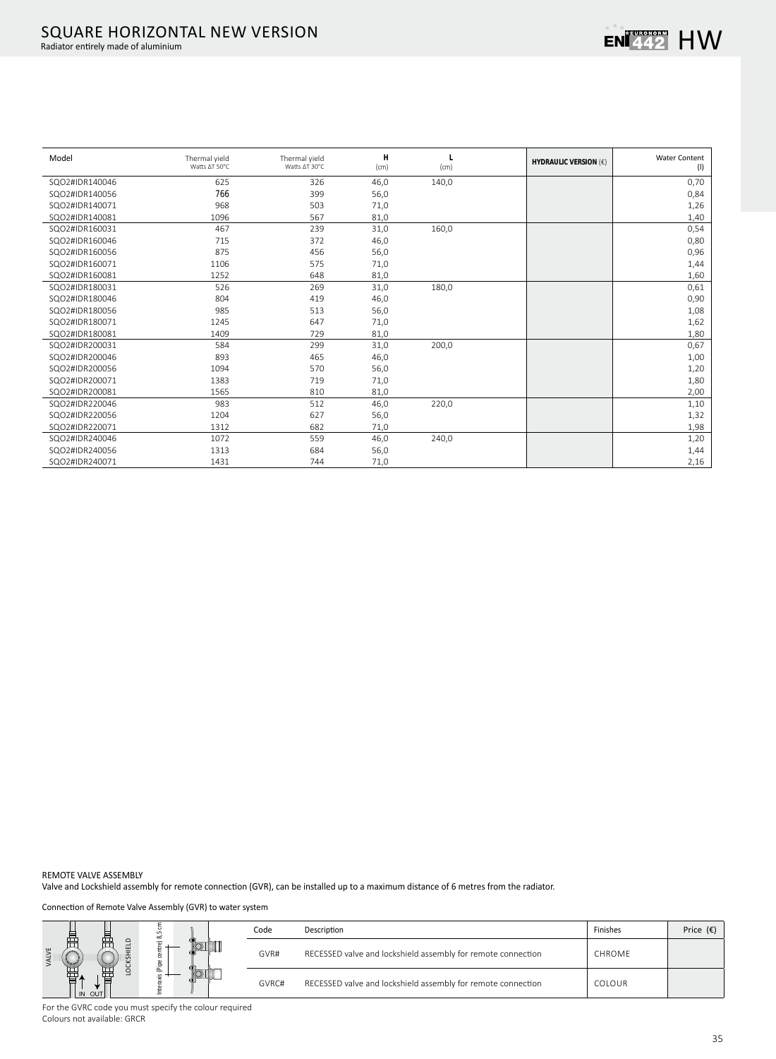# SQUARE HORIZONTAL NEW VERSION

Radiator entirely made of aluminium

ENI 442 EURONORM HW

| Model | Thermal yield Watts ΔT 50°C | Thermal yield Watts ΔT 30°C | H (cm) | L (cm) | HYDRAULIC VERSION (€) | Water Content (l) |
|---|---|---|---|---|---|---|
| SQO2#IDR140046 | 625 | 326 | 46,0 | 140,0 | | 0,70 |
| SQO2#IDR140056 | 766 | 399 | 56,0 | | | 0,84 |
| SQO2#IDR140071 | 968 | 503 | 71,0 | | | 1,26 |
| SQO2#IDR140081 | 1096 | 567 | 81,0 | | | 1,40 |
| SQO2#IDR160031 | 467 | 239 | 31,0 | 160,0 | | 0,54 |
| SQO2#IDR160046 | 715 | 372 | 46,0 | | | 0,80 |
| SQO2#IDR160056 | 875 | 456 | 56,0 | | | 0,96 |
| SQO2#IDR160071 | 1106 | 575 | 71,0 | | | 1,44 |
| SQO2#IDR160081 | 1252 | 648 | 81,0 | | | 1,60 |
| SQO2#IDR180031 | 526 | 269 | 31,0 | 180,0 | | 0,61 |
| SQO2#IDR180046 | 804 | 419 | 46,0 | | | 0,90 |
| SQO2#IDR180056 | 985 | 513 | 56,0 | | | 1,08 |
| SQO2#IDR180071 | 1245 | 647 | 71,0 | | | 1,62 |
| SQO2#IDR180081 | 1409 | 729 | 81,0 | | | 1,80 |
| SQO2#IDR200031 | 584 | 299 | 31,0 | 200,0 | | 0,67 |
| SQO2#IDR200046 | 893 | 465 | 46,0 | | | 1,00 |
| SQO2#IDR200056 | 1094 | 570 | 56,0 | | | 1,20 |
| SQO2#IDR200071 | 1383 | 719 | 71,0 | | | 1,80 |
| SQO2#IDR200081 | 1565 | 810 | 81,0 | | | 2,00 |
| SQO2#IDR220046 | 983 | 512 | 46,0 | 220,0 | | 1,10 |
| SQO2#IDR220056 | 1204 | 627 | 56,0 | | | 1,32 |
| SQO2#IDR220071 | 1312 | 682 | 71,0 | | | 1,98 |
| SQO2#IDR240046 | 1072 | 559 | 46,0 | 240,0 | | 1,20 |
| SQO2#IDR240056 | 1313 | 684 | 56,0 | | | 1,44 |
| SQO2#IDR240071 | 1431 | 744 | 71,0 | | | 2,16 |

REMOTE VALVE ASSEMBLY

Valve and Lockshield assembly for remote connection (GVR), can be installed up to a maximum distance of 6 metres from the radiator.

Connection of Remote Valve Assembly (GVR) to water system

VALVE LOCKSHIELD IN OUT Interaxis (Pipe centre) 8,5 cm

| Code | Description | Finishes | Price (€) |
|---|---|---|---|
| GVR# | RECESSED valve and lockshield assembly for remote connection | CHROME | |
| GVRC# | RECESSED valve and lockshield assembly for remote connection | COLOUR | |

For the GVRC code you must specify the colour required
Colours not available: GRCR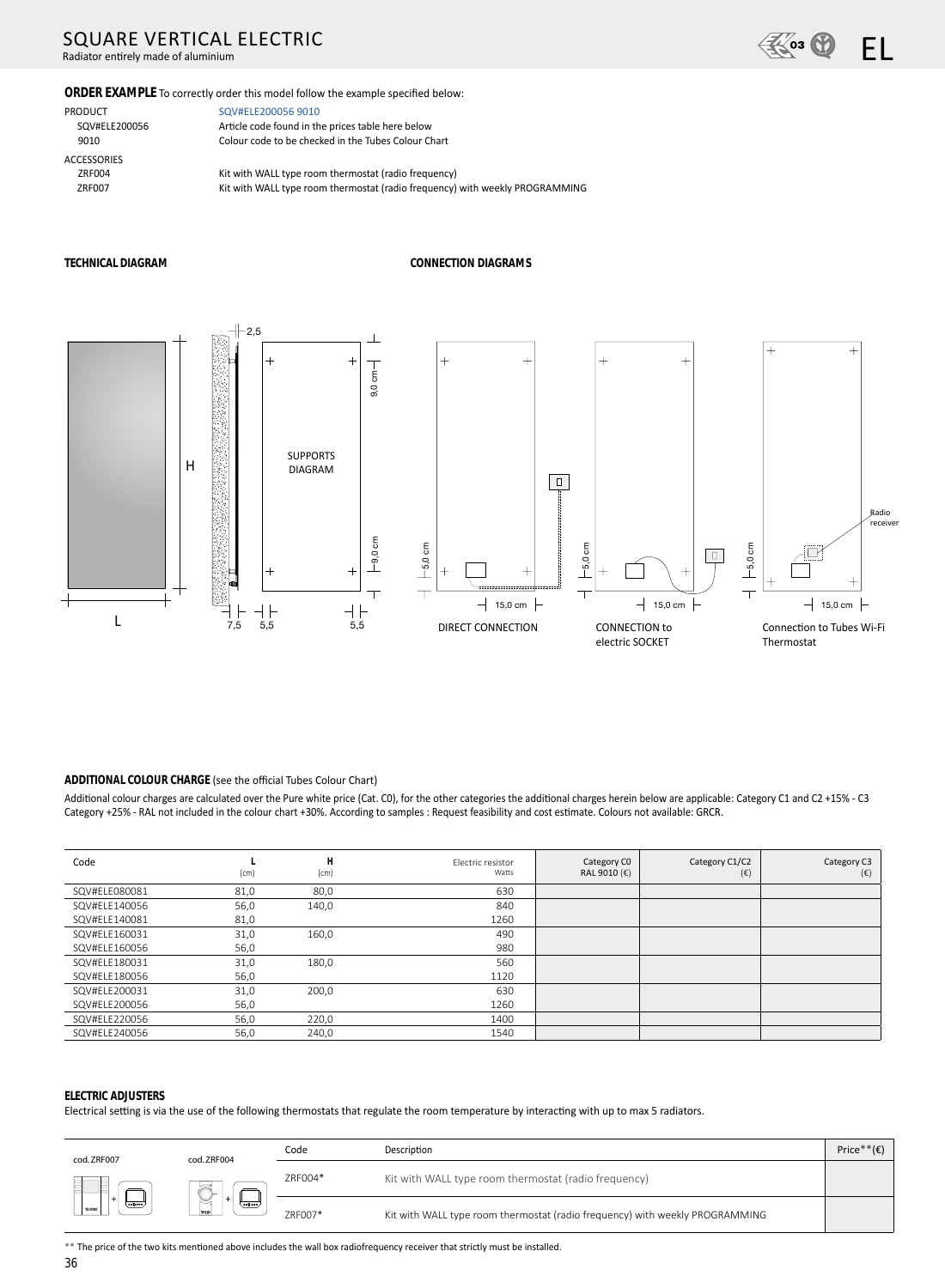# SQUARE VERTICAL ELECTRIC

Radiator entirely made of aluminium

EL

**ORDER EXAMPLE** To correctly order this model follow the example specified below:

PRODUCT SQV#ELE200056 9010

- SQV#ELE200056 — Article code found in the prices table here below
- 9010 — Colour code to be checked in the Tubes Colour Chart

ACCESSORIES

- ZRF004 — Kit with WALL type room thermostat (radio frequency)
- ZRF007 — Kit with WALL type room thermostat (radio frequency) with weekly PROGRAMMING

**TECHNICAL DIAGRAM**

**CONNECTION DIAGRAMS**

H, L, 2,5, 9,0 cm, SUPPORTS DIAGRAM, 9,0 cm, 7,5, 5,5, 5,5

5,0 cm, 15,0 cm — DIRECT CONNECTION

5,0 cm, 15,0 cm — CONNECTION to electric SOCKET

5,0 cm, 15,0 cm, Radio receiver — Connection to Tubes Wi-Fi Thermostat

**ADDITIONAL COLOUR CHARGE** (see the official Tubes Colour Chart)

Additional colour charges are calculated over the Pure white price (Cat. C0), for the other categories the additional charges herein below are applicable: Category C1 and C2 +15% - C3 Category +25% - RAL not included in the colour chart +30%. According to samples : Request feasibility and cost estimate. Colours not available: GRCR.

| Code | L (cm) | H (cm) | Electric resistor Watts | Category C0 RAL 9010 (€) | Category C1/C2 (€) | Category C3 (€) |
|---|---|---|---|---|---|---|
| SQV#ELE080081 | 81,0 | 80,0 | 630 | | | |
| SQV#ELE140056 | 56,0 | 140,0 | 840 | | | |
| SQV#ELE140081 | 81,0 | | 1260 | | | |
| SQV#ELE160031 | 31,0 | 160,0 | 490 | | | |
| SQV#ELE160056 | 56,0 | | 980 | | | |
| SQV#ELE180031 | 31,0 | 180,0 | 560 | | | |
| SQV#ELE180056 | 56,0 | | 1120 | | | |
| SQV#ELE200031 | 31,0 | 200,0 | 630 | | | |
| SQV#ELE200056 | 56,0 | | 1260 | | | |
| SQV#ELE220056 | 56,0 | 220,0 | 1400 | | | |
| SQV#ELE240056 | 56,0 | 240,0 | 1540 | | | |

**ELECTRIC ADJUSTERS**

Electrical setting is via the use of the following thermostats that regulate the room temperature by interacting with up to max 5 radiators.

cod. ZRF007 cod. ZRF004

| Code | Description | Price**(€) |
|---|---|---|
| ZRF004* | Kit with WALL type room thermostat (radio frequency) | |
| ZRF007* | Kit with WALL type room thermostat (radio frequency) with weekly PROGRAMMING | |

** The price of the two kits mentioned above includes the wall box radiofrequency receiver that strictly must be installed.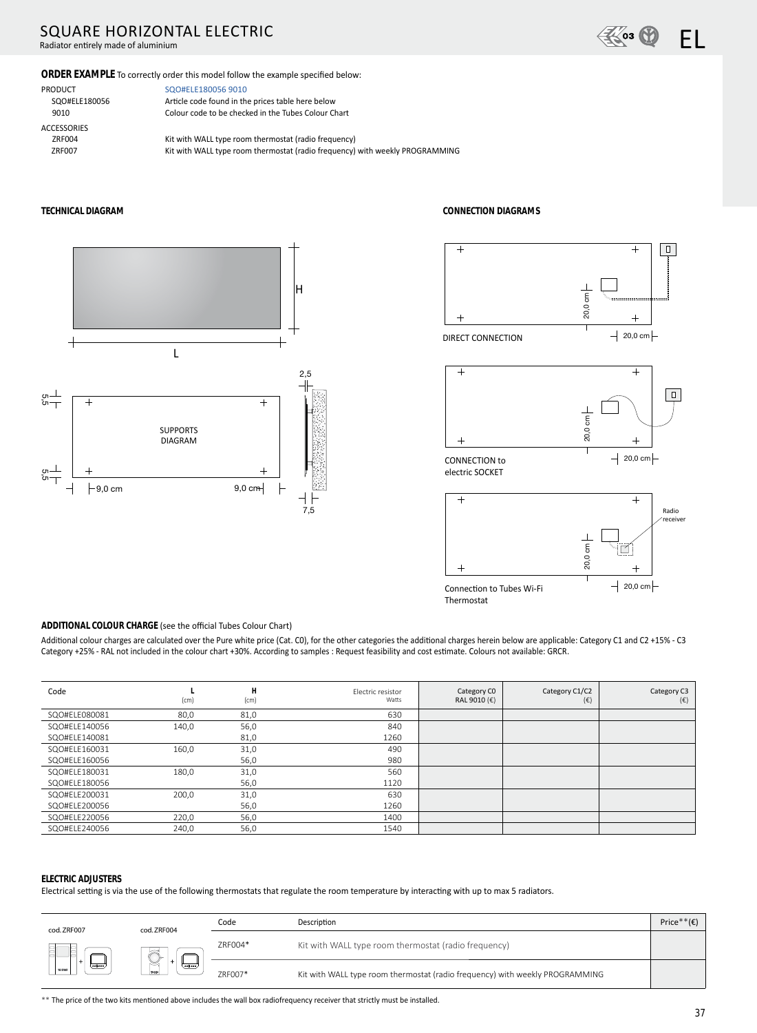# SQUARE HORIZONTAL ELECTRIC

Radiator entirely made of aluminium

EL

**ORDER EXAMPLE** To correctly order this model follow the example specified below:

PRODUCT — SQO#ELE180056 9010

- SQO#ELE180056 — Article code found in the prices table here below
- 9010 — Colour code to be checked in the Tubes Colour Chart

ACCESSORIES

- ZRF004 — Kit with WALL type room thermostat (radio frequency)
- ZRF007 — Kit with WALL type room thermostat (radio frequency) with weekly PROGRAMMING

**TECHNICAL DIAGRAM**

H

L

2,5

5,5

SUPPORTS DIAGRAM

5,5

9,0 cm

9,0 cm

7,5

**CONNECTION DIAGRAMS**

20,0 cm

DIRECT CONNECTION

20,0 cm

20,0 cm

CONNECTION to electric SOCKET

20,0 cm

20,0 cm

Radio receiver

Connection to Tubes Wi-Fi Thermostat

20,0 cm

**ADDITIONAL COLOUR CHARGE** (see the official Tubes Colour Chart)

Additional colour charges are calculated over the Pure white price (Cat. C0), for the other categories the additional charges herein below are applicable: Category C1 and C2 +15% - C3 Category +25% - RAL not included in the colour chart +30%. According to samples : Request feasibility and cost estimate. Colours not available: GRCR.

| Code | L (cm) | H (cm) | Electric resistor Watts | Category C0 RAL 9010 (€) | Category C1/C2 (€) | Category C3 (€) |
|---|---|---|---|---|---|---|
| SQO#ELE080081 | 80,0 | 81,0 | 630 | | | |
| SQO#ELE140056 | 140,0 | 56,0 | 840 | | | |
| SQO#ELE140081 | | 81,0 | 1260 | | | |
| SQO#ELE160031 | 160,0 | 31,0 | 490 | | | |
| SQO#ELE160056 | | 56,0 | 980 | | | |
| SQO#ELE180031 | 180,0 | 31,0 | 560 | | | |
| SQO#ELE180056 | | 56,0 | 1120 | | | |
| SQO#ELE200031 | 200,0 | 31,0 | 630 | | | |
| SQO#ELE200056 | | 56,0 | 1260 | | | |
| SQO#ELE220056 | 220,0 | 56,0 | 1400 | | | |
| SQO#ELE240056 | 240,0 | 56,0 | 1540 | | | |

**ELECTRIC ADJUSTERS**

Electrical setting is via the use of the following thermostats that regulate the room temperature by interacting with up to max 5 radiators.

cod. ZRF007 cod. ZRF004

| Code | Description | Price**(€) |
|---|---|---|
| ZRF004* | Kit with WALL type room thermostat (radio frequency) | |
| ZRF007* | Kit with WALL type room thermostat (radio frequency) with weekly PROGRAMMING | |

** The price of the two kits mentioned above includes the wall box radiofrequency receiver that strictly must be installed.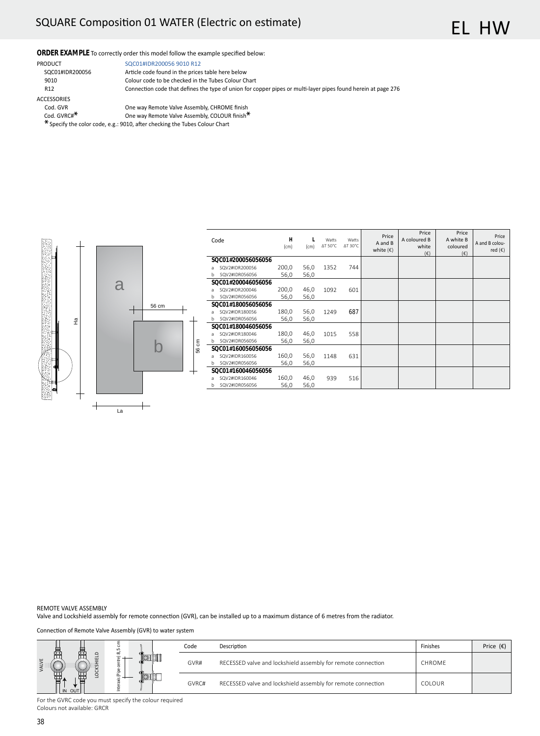# SQUARE Composition 01 WATER (Electric on estimate)

EL HW

**ORDER EXAMPLE** To correctly order this model follow the example specified below:

| | |
|---|---|
| PRODUCT | SQC01#IDR200056 9010 R12 |
| SQC01#IDR200056 | Article code found in the prices table here below |
| 9010 | Colour code to be checked in the Tubes Colour Chart |
| R12 | Connection code that defines the type of union for copper pipes or multi-layer pipes found herein at page 276 |
| ACCESSORIES | |
| Cod. GVR | One way Remote Valve Assembly, CHROME finish |
| Cod. GVRC#* | One way Remote Valve Assembly, COLOUR finish* |

* Specify the color code, e.g.: 9010, after checking the Tubes Colour Chart

| Code | H (cm) | L (cm) | Watts ΔT 50°C | Watts ΔT 30°C | Price A and B white (€) | Price A coloured B white (€) | Price A white B coloured (€) | Price A and B coloured (€) |
|---|---|---|---|---|---|---|---|---|
| **SQC01#200056056056** | | | | | | | | |
| a SQV2#IDR200056 | 200,0 | 56,0 | 1352 | 744 | | | | |
| b SQV2#IDR056056 | 56,0 | 56,0 | | | | | | |
| **SQC01#200046056056** | | | | | | | | |
| a SQV2#IDR200046 | 200,0 | 46,0 | 1092 | 601 | | | | |
| b SQV2#IDR056056 | 56,0 | 56,0 | | | | | | |
| **SQC01#180056056056** | | | | | | | | |
| a SQV2#IDR180056 | 180,0 | 56,0 | 1249 | 687 | | | | |
| b SQV2#IDR056056 | 56,0 | 56,0 | | | | | | |
| **SQC01#180046056056** | | | | | | | | |
| a SQV2#IDR180046 | 180,0 | 46,0 | 1015 | 558 | | | | |
| b SQV2#IDR056056 | 56,0 | 56,0 | | | | | | |
| **SQC01#160056056056** | | | | | | | | |
| a SQV2#IDR160056 | 160,0 | 56,0 | 1148 | 631 | | | | |
| b SQV2#IDR056056 | 56,0 | 56,0 | | | | | | |
| **SQC01#160046056056** | | | | | | | | |
| a SQV2#IDR160046 | 160,0 | 46,0 | 939 | 516 | | | | |
| b SQV2#IDR056056 | 56,0 | 56,0 | | | | | | |

REMOTE VALVE ASSEMBLY

Valve and Lockshield assembly for remote connection (GVR), can be installed up to a maximum distance of 6 metres from the radiator.

Connection of Remote Valve Assembly (GVR) to water system

| Code | Description | Finishes | Price (€) |
|---|---|---|---|
| GVR# | RECESSED valve and lockshield assembly for remote connection | CHROME | |
| GVRC# | RECESSED valve and lockshield assembly for remote connection | COLOUR | |

For the GVRC code you must specify the colour required

Colours not available: GRCR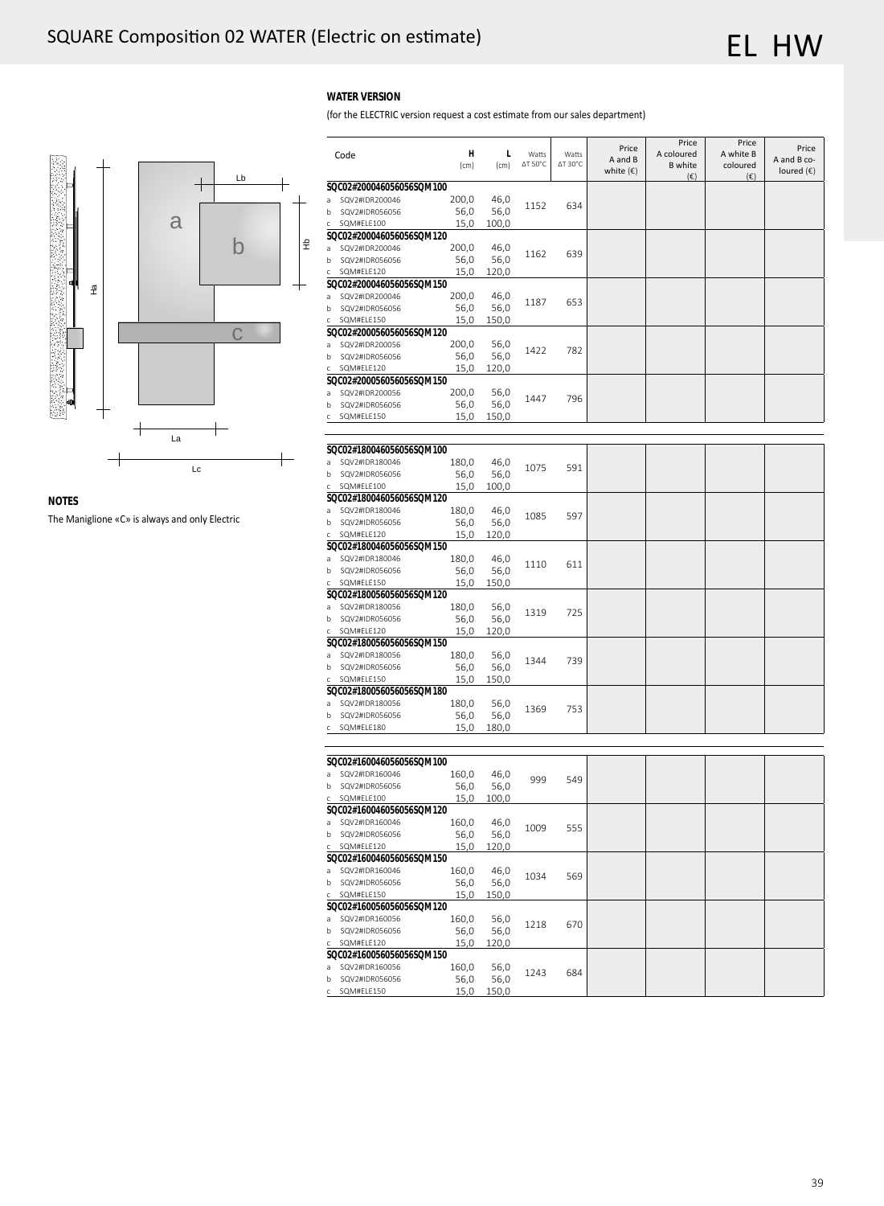# SQUARE Composition 02 WATER (Electric on estimate)

EL HW

**NOTES**

The Maniglione «C» is always and only Electric

**WATER VERSION**

(for the ELECTRIC version request a cost estimate from our sales department)

| Code | H (cm) | L (cm) | Watts ΔT 50°C | Watts ΔT 30°C | Price A and B white (€) | Price A coloured B white (€) | Price A white B coloured (€) | Price A and B coloured (€) |
|---|---|---|---|---|---|---|---|---|
| **SQC02#200046056056SQM100** | | | | | | | | |
| a SQV2#IDR200046 | 200,0 | 46,0 | 1152 | 634 | | | | |
| b SQV2#IDR056056 | 56,0 | 56,0 | | | | | | |
| c SQM#ELE100 | 15,0 | 100,0 | | | | | | |
| **SQC02#200046056056SQM120** | | | | | | | | |
| a SQV2#IDR200046 | 200,0 | 46,0 | 1162 | 639 | | | | |
| b SQV2#IDR056056 | 56,0 | 56,0 | | | | | | |
| c SQM#ELE120 | 15,0 | 120,0 | | | | | | |
| **SQC02#200046056056SQM150** | | | | | | | | |
| a SQV2#IDR200046 | 200,0 | 46,0 | 1187 | 653 | | | | |
| b SQV2#IDR056056 | 56,0 | 56,0 | | | | | | |
| c SQM#ELE150 | 15,0 | 150,0 | | | | | | |
| **SQC02#200056056056SQM120** | | | | | | | | |
| a SQV2#IDR200056 | 200,0 | 56,0 | 1422 | 782 | | | | |
| b SQV2#IDR056056 | 56,0 | 56,0 | | | | | | |
| c SQM#ELE120 | 15,0 | 120,0 | | | | | | |
| **SQC02#200056056056SQM150** | | | | | | | | |
| a SQV2#IDR200056 | 200,0 | 56,0 | 1447 | 796 | | | | |
| b SQV2#IDR056056 | 56,0 | 56,0 | | | | | | |
| c SQM#ELE150 | 15,0 | 150,0 | | | | | | |
| **SQC02#180046056056SQM100** | | | | | | | | |
| a SQV2#IDR180046 | 180,0 | 46,0 | 1075 | 591 | | | | |
| b SQV2#IDR056056 | 56,0 | 56,0 | | | | | | |
| c SQM#ELE100 | 15,0 | 100,0 | | | | | | |
| **SQC02#180046056056SQM120** | | | | | | | | |
| a SQV2#IDR180046 | 180,0 | 46,0 | 1085 | 597 | | | | |
| b SQV2#IDR056056 | 56,0 | 56,0 | | | | | | |
| c SQM#ELE120 | 15,0 | 120,0 | | | | | | |
| **SQC02#180046056056SQM150** | | | | | | | | |
| a SQV2#IDR180046 | 180,0 | 46,0 | 1110 | 611 | | | | |
| b SQV2#IDR056056 | 56,0 | 56,0 | | | | | | |
| c SQM#ELE150 | 15,0 | 150,0 | | | | | | |
| **SQC02#180056056056SQM120** | | | | | | | | |
| a SQV2#IDR180056 | 180,0 | 56,0 | 1319 | 725 | | | | |
| b SQV2#IDR056056 | 56,0 | 56,0 | | | | | | |
| c SQM#ELE120 | 15,0 | 120,0 | | | | | | |
| **SQC02#180056056056SQM150** | | | | | | | | |
| a SQV2#IDR180056 | 180,0 | 56,0 | 1344 | 739 | | | | |
| b SQV2#IDR056056 | 56,0 | 56,0 | | | | | | |
| c SQM#ELE150 | 15,0 | 150,0 | | | | | | |
| **SQC02#180056056056SQM180** | | | | | | | | |
| a SQV2#IDR180056 | 180,0 | 56,0 | 1369 | 753 | | | | |
| b SQV2#IDR056056 | 56,0 | 56,0 | | | | | | |
| c SQM#ELE180 | 15,0 | 180,0 | | | | | | |
| **SQC02#160046056056SQM100** | | | | | | | | |
| a SQV2#IDR160046 | 160,0 | 46,0 | 999 | 549 | | | | |
| b SQV2#IDR056056 | 56,0 | 56,0 | | | | | | |
| c SQM#ELE100 | 15,0 | 100,0 | | | | | | |
| **SQC02#160046056056SQM120** | | | | | | | | |
| a SQV2#IDR160046 | 160,0 | 46,0 | 1009 | 555 | | | | |
| b SQV2#IDR056056 | 56,0 | 56,0 | | | | | | |
| c SQM#ELE120 | 15,0 | 120,0 | | | | | | |
| **SQC02#160046056056SQM150** | | | | | | | | |
| a SQV2#IDR160046 | 160,0 | 46,0 | 1034 | 569 | | | | |
| b SQV2#IDR056056 | 56,0 | 56,0 | | | | | | |
| c SQM#ELE150 | 15,0 | 150,0 | | | | | | |
| **SQC02#160056056056SQM120** | | | | | | | | |
| a SQV2#IDR160056 | 160,0 | 56,0 | 1218 | 670 | | | | |
| b SQV2#IDR056056 | 56,0 | 56,0 | | | | | | |
| c SQM#ELE120 | 15,0 | 120,0 | | | | | | |
| **SQC02#160056056056SQM150** | | | | | | | | |
| a SQV2#IDR160056 | 160,0 | 56,0 | 1243 | 684 | | | | |
| b SQV2#IDR056056 | 56,0 | 56,0 | | | | | | |
| c SQM#ELE150 | 15,0 | 150,0 | | | | | | |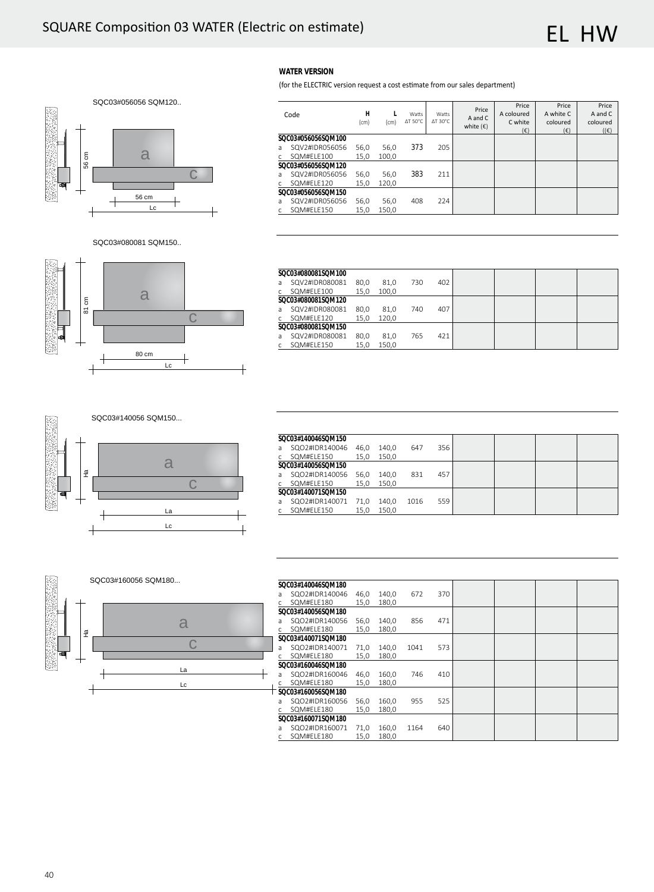# SQUARE Composition 03 WATER (Electric on estimate)

EL HW

SQC03#056056 SQM120..

56 cm

56 cm

Lc

**WATER VERSION**

(for the ELECTRIC version request a cost estimate from our sales department)

| Code | H (cm) | L (cm) | Watts ΔT 50°C | Watts ΔT 30°C | Price A and C white (€) | Price A coloured C white (€) | Price A white C coloured (€) | Price A and C coloured (€) |
|---|---|---|---|---|---|---|---|---|
| **SQC03#056056SQM100** | | | | | | | | |
| a SQV2#IDR056056 | 56,0 | 56,0 | 373 | 205 | | | | |
| c SQM#ELE100 | 15,0 | 100,0 | | | | | | |
| **SQC03#056056SQM120** | | | | | | | | |
| a SQV2#IDR056056 | 56,0 | 56,0 | 383 | 211 | | | | |
| c SQM#ELE120 | 15,0 | 120,0 | | | | | | |
| **SQC03#056056SQM150** | | | | | | | | |
| a SQV2#IDR056056 | 56,0 | 56,0 | 408 | 224 | | | | |
| c SQM#ELE150 | 15,0 | 150,0 | | | | | | |

SQC03#080081 SQM150..

81 cm

80 cm

Lc

| Code | H (cm) | L (cm) | Watts ΔT 50°C | Watts ΔT 30°C | Price A and C white (€) | Price A coloured C white (€) | Price A white C coloured (€) | Price A and C coloured (€) |
|---|---|---|---|---|---|---|---|---|
| **SQC03#080081SQM100** | | | | | | | | |
| a SQV2#IDR080081 | 80,0 | 81,0 | 730 | 402 | | | | |
| c SQM#ELE100 | 15,0 | 100,0 | | | | | | |
| **SQC03#080081SQM120** | | | | | | | | |
| a SQV2#IDR080081 | 80,0 | 81,0 | 740 | 407 | | | | |
| c SQM#ELE120 | 15,0 | 120,0 | | | | | | |
| **SQC03#080081SQM150** | | | | | | | | |
| a SQV2#IDR080081 | 80,0 | 81,0 | 765 | 421 | | | | |
| c SQM#ELE150 | 15,0 | 150,0 | | | | | | |

SQC03#140056 SQM150...

Ha

La

Lc

| Code | H (cm) | L (cm) | Watts ΔT 50°C | Watts ΔT 30°C | Price A and C white (€) | Price A coloured C white (€) | Price A white C coloured (€) | Price A and C coloured (€) |
|---|---|---|---|---|---|---|---|---|
| **SQC03#140046SQM150** | | | | | | | | |
| a SQO2#IDR140046 | 46,0 | 140,0 | 647 | 356 | | | | |
| c SQM#ELE150 | 15,0 | 150,0 | | | | | | |
| **SQC03#140056SQM150** | | | | | | | | |
| a SQO2#IDR140056 | 56,0 | 140,0 | 831 | 457 | | | | |
| c SQM#ELE150 | 15,0 | 150,0 | | | | | | |
| **SQC03#140071SQM150** | | | | | | | | |
| a SQO2#IDR140071 | 71,0 | 140,0 | 1016 | 559 | | | | |
| c SQM#ELE150 | 15,0 | 150,0 | | | | | | |

SQC03#160056 SQM180...

Ha

La

Lc

| Code | H (cm) | L (cm) | Watts ΔT 50°C | Watts ΔT 30°C | Price A and C white (€) | Price A coloured C white (€) | Price A white C coloured (€) | Price A and C coloured (€) |
|---|---|---|---|---|---|---|---|---|
| **SQC03#140046SQM180** | | | | | | | | |
| a SQO2#IDR140046 | 46,0 | 140,0 | 672 | 370 | | | | |
| c SQM#ELE180 | 15,0 | 180,0 | | | | | | |
| **SQC03#140056SQM180** | | | | | | | | |
| a SQO2#IDR140056 | 56,0 | 140,0 | 856 | 471 | | | | |
| c SQM#ELE180 | 15,0 | 180,0 | | | | | | |
| **SQC03#140071SQM180** | | | | | | | | |
| a SQO2#IDR140071 | 71,0 | 140,0 | 1041 | 573 | | | | |
| c SQM#ELE180 | 15,0 | 180,0 | | | | | | |
| **SQC03#160046SQM180** | | | | | | | | |
| a SQO2#IDR160046 | 46,0 | 160,0 | 746 | 410 | | | | |
| c SQM#ELE180 | 15,0 | 180,0 | | | | | | |
| **SQC03#160056SQM180** | | | | | | | | |
| a SQO2#IDR160056 | 56,0 | 160,0 | 955 | 525 | | | | |
| c SQM#ELE180 | 15,0 | 180,0 | | | | | | |
| **SQC03#160071SQM180** | | | | | | | | |
| a SQO2#IDR160071 | 71,0 | 160,0 | 1164 | 640 | | | | |
| c SQM#ELE180 | 15,0 | 180,0 | | | | | | |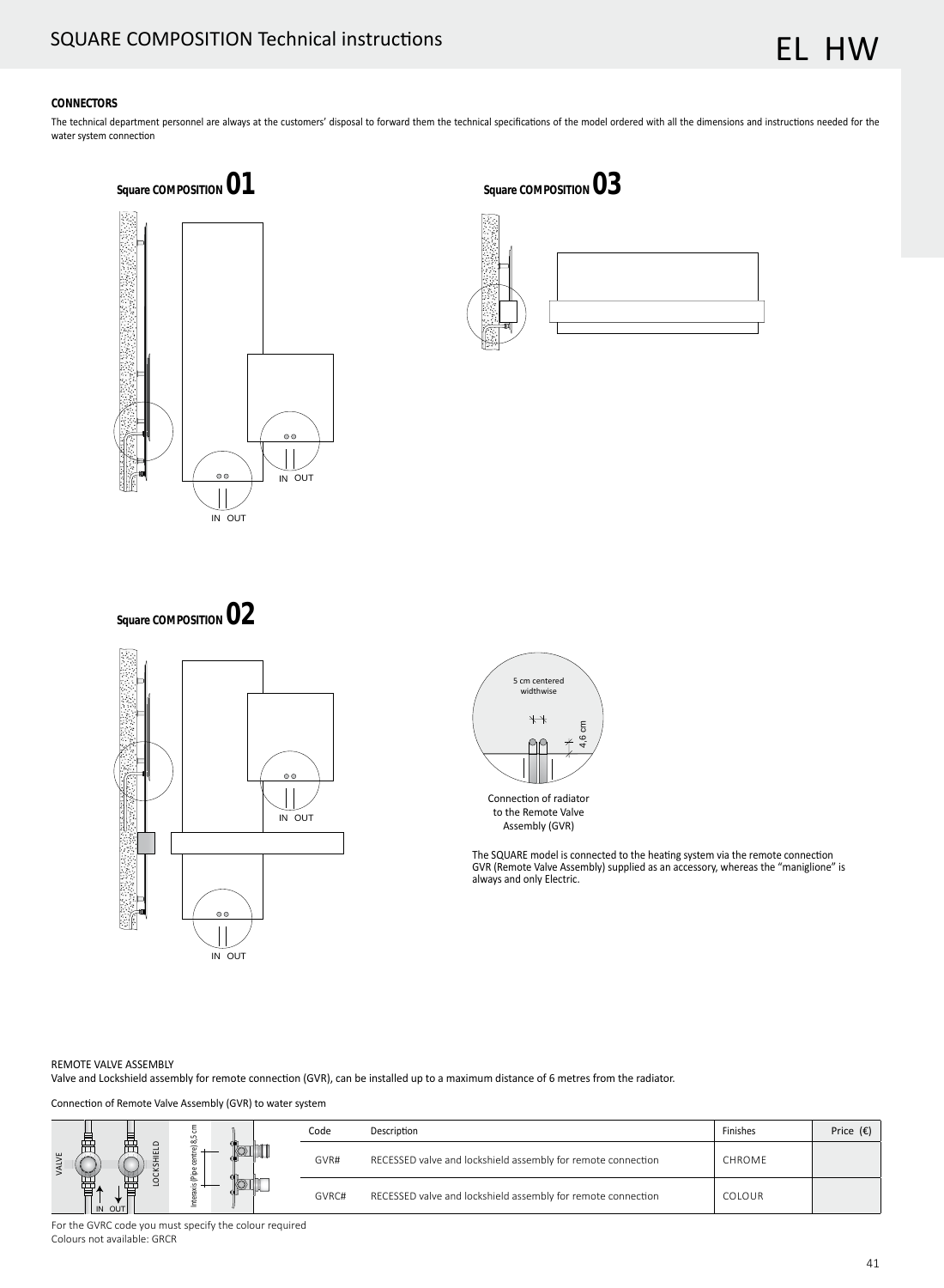## CONNECTORS

The technical department personnel are always at the customers' disposal to forward them the technical specifications of the model ordered with all the dimensions and instructions needed for the water system connection

### Square COMPOSITION 01

IN OUT

IN OUT

### Square COMPOSITION 03

### Square COMPOSITION 02

IN OUT

IN OUT

5 cm centered widthwise

4,6 cm

Connection of radiator to the Remote Valve Assembly (GVR)

The SQUARE model is connected to the heating system via the remote connection GVR (Remote Valve Assembly) supplied as an accessory, whereas the "maniglione" is always and only Electric.

REMOTE VALVE ASSEMBLY

Valve and Lockshield assembly for remote connection (GVR), can be installed up to a maximum distance of 6 metres from the radiator.

Connection of Remote Valve Assembly (GVR) to water system

VALVE LOCKSHIELD IN OUT Interaxis (Pipe centre) 8,5 cm

| Code | Description | Finishes | Price (€) |
|---|---|---|---|
| GVR# | RECESSED valve and lockshield assembly for remote connection | CHROME | |
| GVRC# | RECESSED valve and lockshield assembly for remote connection | COLOUR | |

For the GVRC code you must specify the colour required

Colours not available: GRCR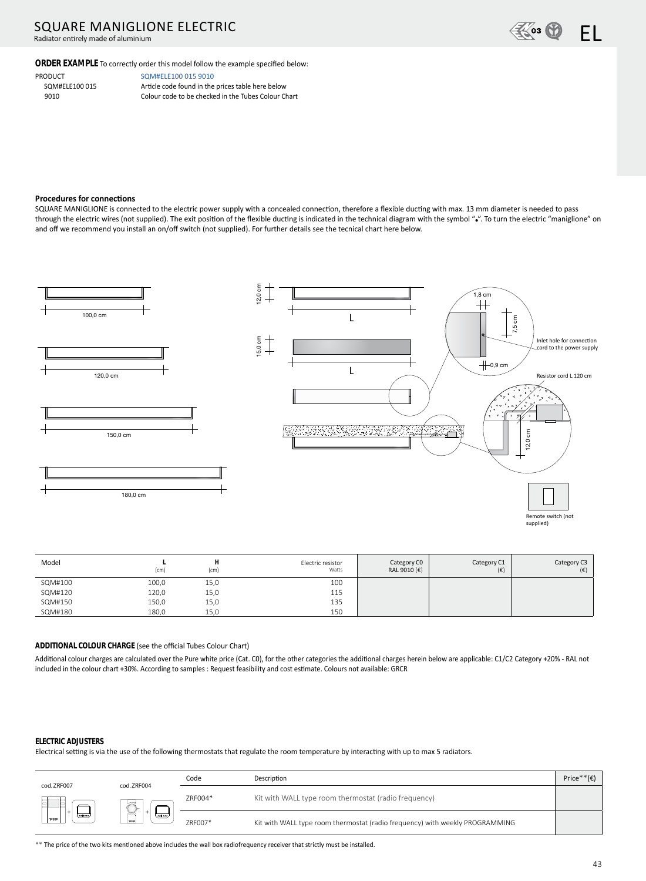# SQUARE MANIGLIONE ELECTRIC

Radiator entirely made of aluminium

EL

**ORDER EXAMPLE** To correctly order this model follow the example specified below:

| | |
|---|---|
| PRODUCT | SQM#ELE100 015 9010 |
| SQM#ELE100 015 | Article code found in the prices table here below |
| 9010 | Colour code to be checked in the Tubes Colour Chart |

**Procedures for connections**

SQUARE MANIGLIONE is connected to the electric power supply with a concealed connection, therefore a flexible ducting with max. 13 mm diameter is needed to pass through the electric wires (not supplied). The exit position of the flexible ducting is indicated in the technical diagram with the symbol "•". To turn the electric "maniglione" on and off we recommend you install an on/off switch (not supplied). For further details see the tecnical chart here below.

100,0 cm

120,0 cm

150,0 cm

180,0 cm

12,0 cm

15,0 cm

L

1,8 cm

7,5 cm

0,9 cm

Inlet hole for connection cord to the power supply

Resistor cord L.120 cm

12,0 cm

Remote switch (not supplied)

| Model | L (cm) | H (cm) | Electric resistor Watts | Category C0 RAL 9010 (€) | Category C1 (€) | Category C3 (€) |
|---|---|---|---|---|---|---|
| SQM#100 | 100,0 | 15,0 | 100 | | | |
| SQM#120 | 120,0 | 15,0 | 115 | | | |
| SQM#150 | 150,0 | 15,0 | 135 | | | |
| SQM#180 | 180,0 | 15,0 | 150 | | | |

**ADDITIONAL COLOUR CHARGE** (see the official Tubes Colour Chart)

Additional colour charges are calculated over the Pure white price (Cat. C0), for the other categories the additional charges herein below are applicable: C1/C2 Category +20% - RAL not included in the colour chart +30%. According to samples : Request feasibility and cost estimate. Colours not available: GRCR

**ELECTRIC ADJUSTERS**

Electrical setting is via the use of the following thermostats that regulate the room temperature by interacting with up to max 5 radiators.

| cod. ZRF007 | cod. ZRF004 | Code | Description | Price**(€) |
|---|---|---|---|---|
| | | ZRF004* | Kit with WALL type room thermostat (radio frequency) | |
| | | ZRF007* | Kit with WALL type room thermostat (radio frequency) with weekly PROGRAMMING | |

** The price of the two kits mentioned above includes the wall box radiofrequency receiver that strictly must be installed.